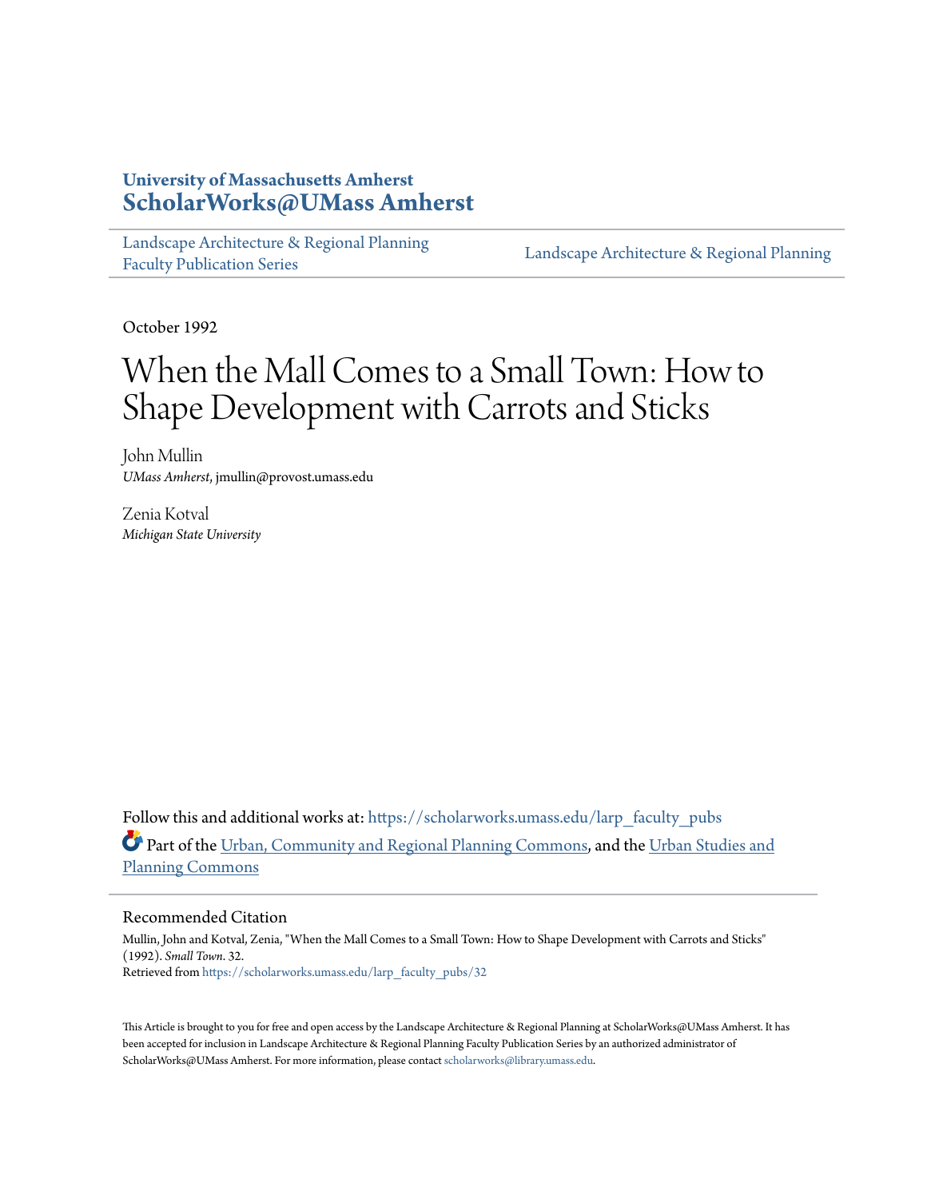University of Massachusetts Amherst
**ScholarWorks@UMass Amherst**

Landscape Architecture & Regional Planning Faculty Publication Series | Landscape Architecture & Regional Planning

October 1992

# When the Mall Comes to a Small Town: How to Shape Development with Carrots and Sticks

John Mullin
*UMass Amherst*, jmullin@provost.umass.edu

Zenia Kotval
*Michigan State University*

Follow this and additional works at: https://scholarworks.umass.edu/larp_faculty_pubs

Part of the Urban, Community and Regional Planning Commons, and the Urban Studies and Planning Commons

## Recommended Citation

Mullin, John and Kotval, Zenia, "When the Mall Comes to a Small Town: How to Shape Development with Carrots and Sticks" (1992). *Small Town*. 32.
Retrieved from https://scholarworks.umass.edu/larp_faculty_pubs/32

This Article is brought to you for free and open access by the Landscape Architecture & Regional Planning at ScholarWorks@UMass Amherst. It has been accepted for inclusion in Landscape Architecture & Regional Planning Faculty Publication Series by an authorized administrator of ScholarWorks@UMass Amherst. For more information, please contact scholarworks@library.umass.edu.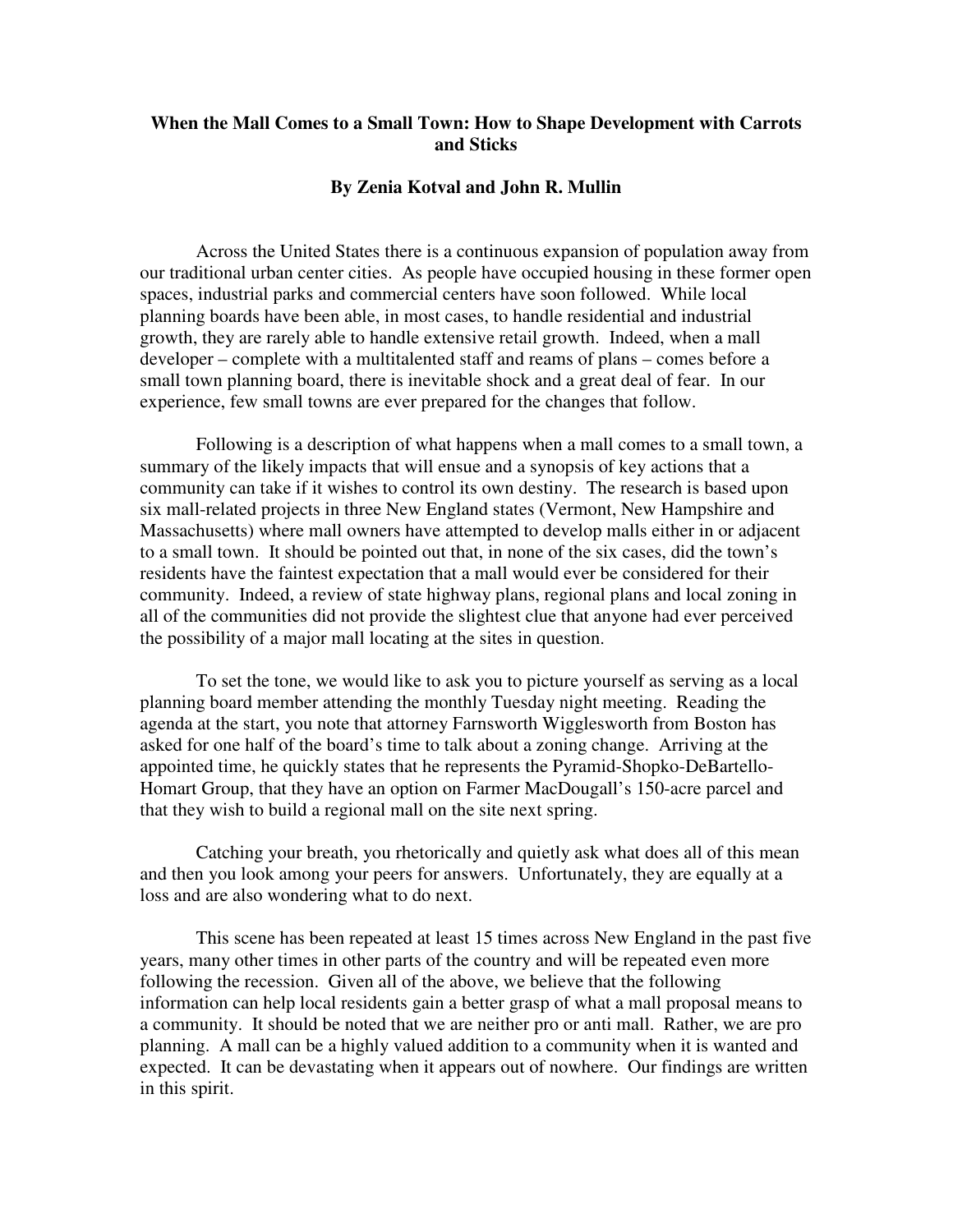**When the Mall Comes to a Small Town: How to Shape Development with Carrots and Sticks**

**By Zenia Kotval and John R. Mullin**

Across the United States there is a continuous expansion of population away from our traditional urban center cities. As people have occupied housing in these former open spaces, industrial parks and commercial centers have soon followed. While local planning boards have been able, in most cases, to handle residential and industrial growth, they are rarely able to handle extensive retail growth. Indeed, when a mall developer – complete with a multitalented staff and reams of plans – comes before a small town planning board, there is inevitable shock and a great deal of fear. In our experience, few small towns are ever prepared for the changes that follow.

Following is a description of what happens when a mall comes to a small town, a summary of the likely impacts that will ensue and a synopsis of key actions that a community can take if it wishes to control its own destiny. The research is based upon six mall-related projects in three New England states (Vermont, New Hampshire and Massachusetts) where mall owners have attempted to develop malls either in or adjacent to a small town. It should be pointed out that, in none of the six cases, did the town's residents have the faintest expectation that a mall would ever be considered for their community. Indeed, a review of state highway plans, regional plans and local zoning in all of the communities did not provide the slightest clue that anyone had ever perceived the possibility of a major mall locating at the sites in question.

To set the tone, we would like to ask you to picture yourself as serving as a local planning board member attending the monthly Tuesday night meeting. Reading the agenda at the start, you note that attorney Farnsworth Wigglesworth from Boston has asked for one half of the board's time to talk about a zoning change. Arriving at the appointed time, he quickly states that he represents the Pyramid-Shopko-DeBartello-Homart Group, that they have an option on Farmer MacDougall's 150-acre parcel and that they wish to build a regional mall on the site next spring.

Catching your breath, you rhetorically and quietly ask what does all of this mean and then you look among your peers for answers. Unfortunately, they are equally at a loss and are also wondering what to do next.

This scene has been repeated at least 15 times across New England in the past five years, many other times in other parts of the country and will be repeated even more following the recession. Given all of the above, we believe that the following information can help local residents gain a better grasp of what a mall proposal means to a community. It should be noted that we are neither pro or anti mall. Rather, we are pro planning. A mall can be a highly valued addition to a community when it is wanted and expected. It can be devastating when it appears out of nowhere. Our findings are written in this spirit.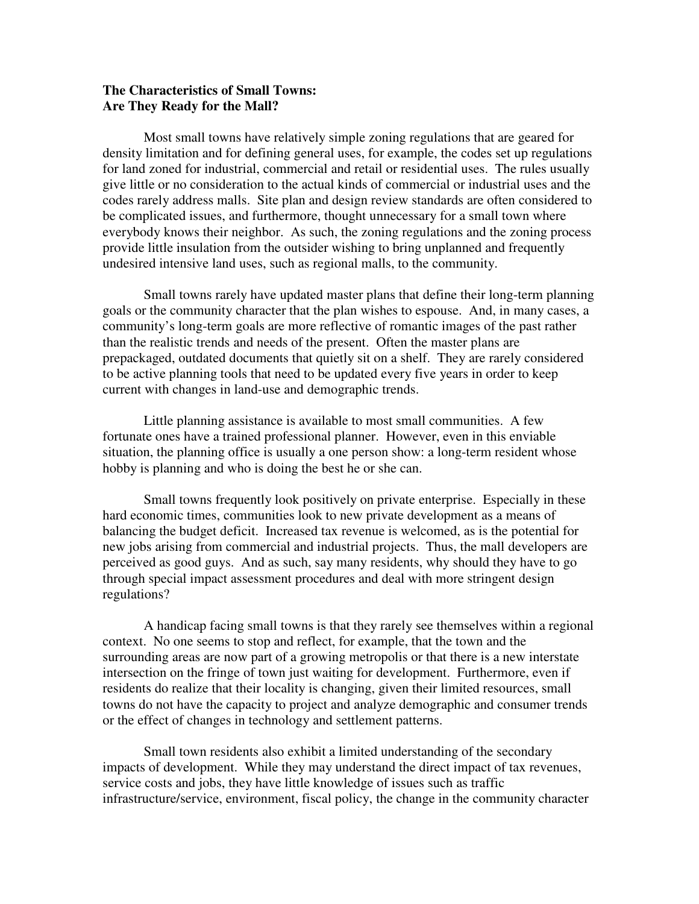**The Characteristics of Small Towns: Are They Ready for the Mall?**

Most small towns have relatively simple zoning regulations that are geared for density limitation and for defining general uses, for example, the codes set up regulations for land zoned for industrial, commercial and retail or residential uses. The rules usually give little or no consideration to the actual kinds of commercial or industrial uses and the codes rarely address malls. Site plan and design review standards are often considered to be complicated issues, and furthermore, thought unnecessary for a small town where everybody knows their neighbor. As such, the zoning regulations and the zoning process provide little insulation from the outsider wishing to bring unplanned and frequently undesired intensive land uses, such as regional malls, to the community.

Small towns rarely have updated master plans that define their long-term planning goals or the community character that the plan wishes to espouse. And, in many cases, a community's long-term goals are more reflective of romantic images of the past rather than the realistic trends and needs of the present. Often the master plans are prepackaged, outdated documents that quietly sit on a shelf. They are rarely considered to be active planning tools that need to be updated every five years in order to keep current with changes in land-use and demographic trends.

Little planning assistance is available to most small communities. A few fortunate ones have a trained professional planner. However, even in this enviable situation, the planning office is usually a one person show: a long-term resident whose hobby is planning and who is doing the best he or she can.

Small towns frequently look positively on private enterprise. Especially in these hard economic times, communities look to new private development as a means of balancing the budget deficit. Increased tax revenue is welcomed, as is the potential for new jobs arising from commercial and industrial projects. Thus, the mall developers are perceived as good guys. And as such, say many residents, why should they have to go through special impact assessment procedures and deal with more stringent design regulations?

A handicap facing small towns is that they rarely see themselves within a regional context. No one seems to stop and reflect, for example, that the town and the surrounding areas are now part of a growing metropolis or that there is a new interstate intersection on the fringe of town just waiting for development. Furthermore, even if residents do realize that their locality is changing, given their limited resources, small towns do not have the capacity to project and analyze demographic and consumer trends or the effect of changes in technology and settlement patterns.

Small town residents also exhibit a limited understanding of the secondary impacts of development. While they may understand the direct impact of tax revenues, service costs and jobs, they have little knowledge of issues such as traffic infrastructure/service, environment, fiscal policy, the change in the community character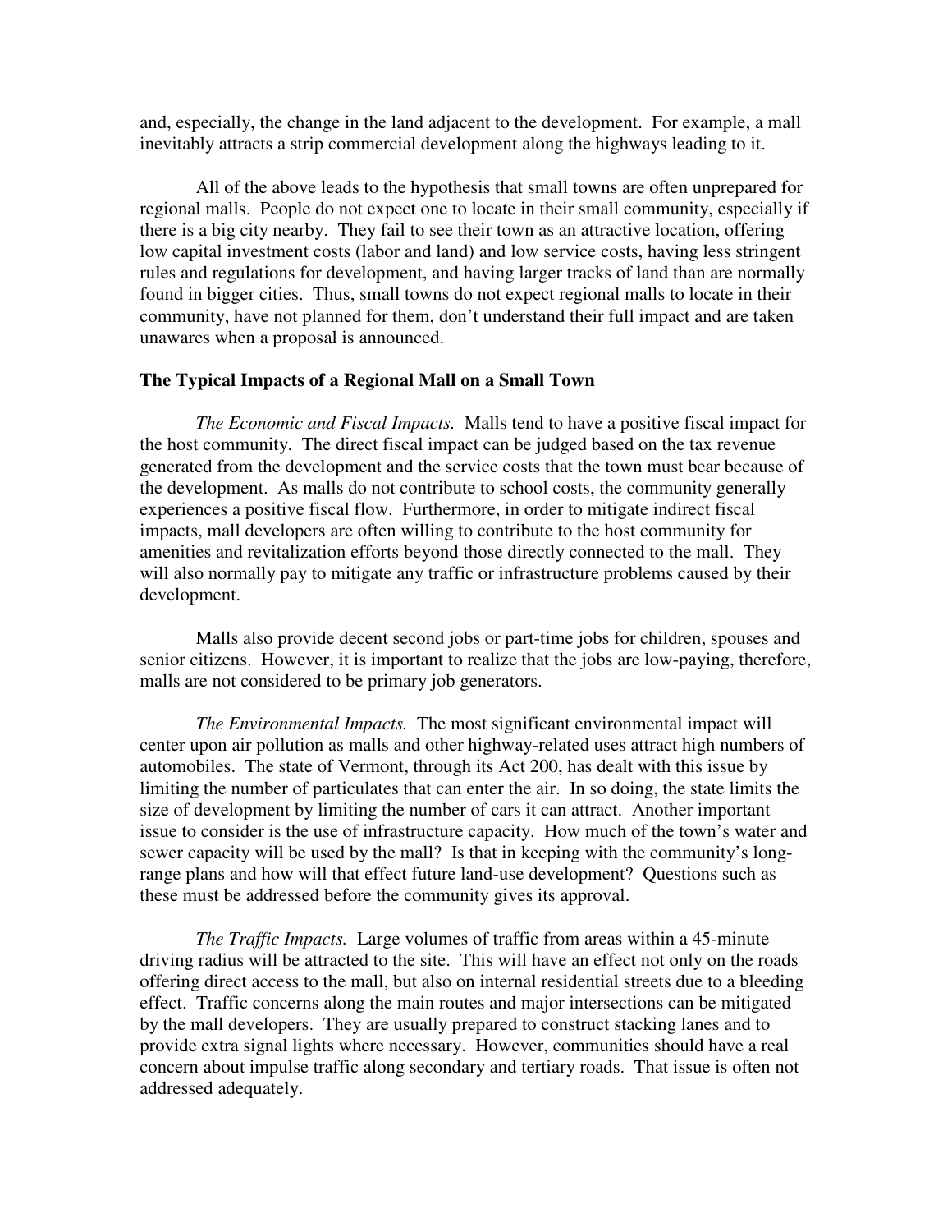and, especially, the change in the land adjacent to the development. For example, a mall inevitably attracts a strip commercial development along the highways leading to it.

All of the above leads to the hypothesis that small towns are often unprepared for regional malls. People do not expect one to locate in their small community, especially if there is a big city nearby. They fail to see their town as an attractive location, offering low capital investment costs (labor and land) and low service costs, having less stringent rules and regulations for development, and having larger tracks of land than are normally found in bigger cities. Thus, small towns do not expect regional malls to locate in their community, have not planned for them, don't understand their full impact and are taken unawares when a proposal is announced.

## The Typical Impacts of a Regional Mall on a Small Town

*The Economic and Fiscal Impacts.* Malls tend to have a positive fiscal impact for the host community. The direct fiscal impact can be judged based on the tax revenue generated from the development and the service costs that the town must bear because of the development. As malls do not contribute to school costs, the community generally experiences a positive fiscal flow. Furthermore, in order to mitigate indirect fiscal impacts, mall developers are often willing to contribute to the host community for amenities and revitalization efforts beyond those directly connected to the mall. They will also normally pay to mitigate any traffic or infrastructure problems caused by their development.

Malls also provide decent second jobs or part-time jobs for children, spouses and senior citizens. However, it is important to realize that the jobs are low-paying, therefore, malls are not considered to be primary job generators.

*The Environmental Impacts.* The most significant environmental impact will center upon air pollution as malls and other highway-related uses attract high numbers of automobiles. The state of Vermont, through its Act 200, has dealt with this issue by limiting the number of particulates that can enter the air. In so doing, the state limits the size of development by limiting the number of cars it can attract. Another important issue to consider is the use of infrastructure capacity. How much of the town's water and sewer capacity will be used by the mall? Is that in keeping with the community's long-range plans and how will that effect future land-use development? Questions such as these must be addressed before the community gives its approval.

*The Traffic Impacts.* Large volumes of traffic from areas within a 45-minute driving radius will be attracted to the site. This will have an effect not only on the roads offering direct access to the mall, but also on internal residential streets due to a bleeding effect. Traffic concerns along the main routes and major intersections can be mitigated by the mall developers. They are usually prepared to construct stacking lanes and to provide extra signal lights where necessary. However, communities should have a real concern about impulse traffic along secondary and tertiary roads. That issue is often not addressed adequately.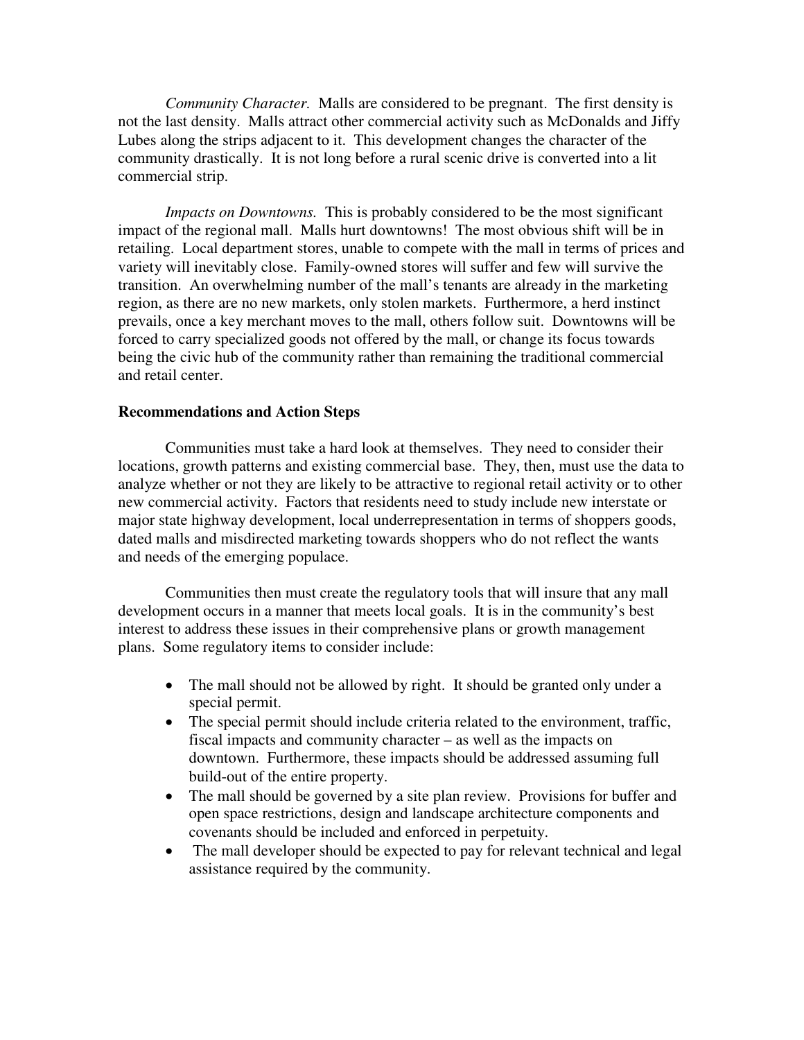*Community Character.* Malls are considered to be pregnant. The first density is not the last density. Malls attract other commercial activity such as McDonalds and Jiffy Lubes along the strips adjacent to it. This development changes the character of the community drastically. It is not long before a rural scenic drive is converted into a lit commercial strip.

*Impacts on Downtowns.* This is probably considered to be the most significant impact of the regional mall. Malls hurt downtowns! The most obvious shift will be in retailing. Local department stores, unable to compete with the mall in terms of prices and variety will inevitably close. Family-owned stores will suffer and few will survive the transition. An overwhelming number of the mall's tenants are already in the marketing region, as there are no new markets, only stolen markets. Furthermore, a herd instinct prevails, once a key merchant moves to the mall, others follow suit. Downtowns will be forced to carry specialized goods not offered by the mall, or change its focus towards being the civic hub of the community rather than remaining the traditional commercial and retail center.

**Recommendations and Action Steps**

Communities must take a hard look at themselves. They need to consider their locations, growth patterns and existing commercial base. They, then, must use the data to analyze whether or not they are likely to be attractive to regional retail activity or to other new commercial activity. Factors that residents need to study include new interstate or major state highway development, local underrepresentation in terms of shoppers goods, dated malls and misdirected marketing towards shoppers who do not reflect the wants and needs of the emerging populace.

Communities then must create the regulatory tools that will insure that any mall development occurs in a manner that meets local goals. It is in the community's best interest to address these issues in their comprehensive plans or growth management plans. Some regulatory items to consider include:

- The mall should not be allowed by right. It should be granted only under a special permit.
- The special permit should include criteria related to the environment, traffic, fiscal impacts and community character – as well as the impacts on downtown. Furthermore, these impacts should be addressed assuming full build-out of the entire property.
- The mall should be governed by a site plan review. Provisions for buffer and open space restrictions, design and landscape architecture components and covenants should be included and enforced in perpetuity.
- The mall developer should be expected to pay for relevant technical and legal assistance required by the community.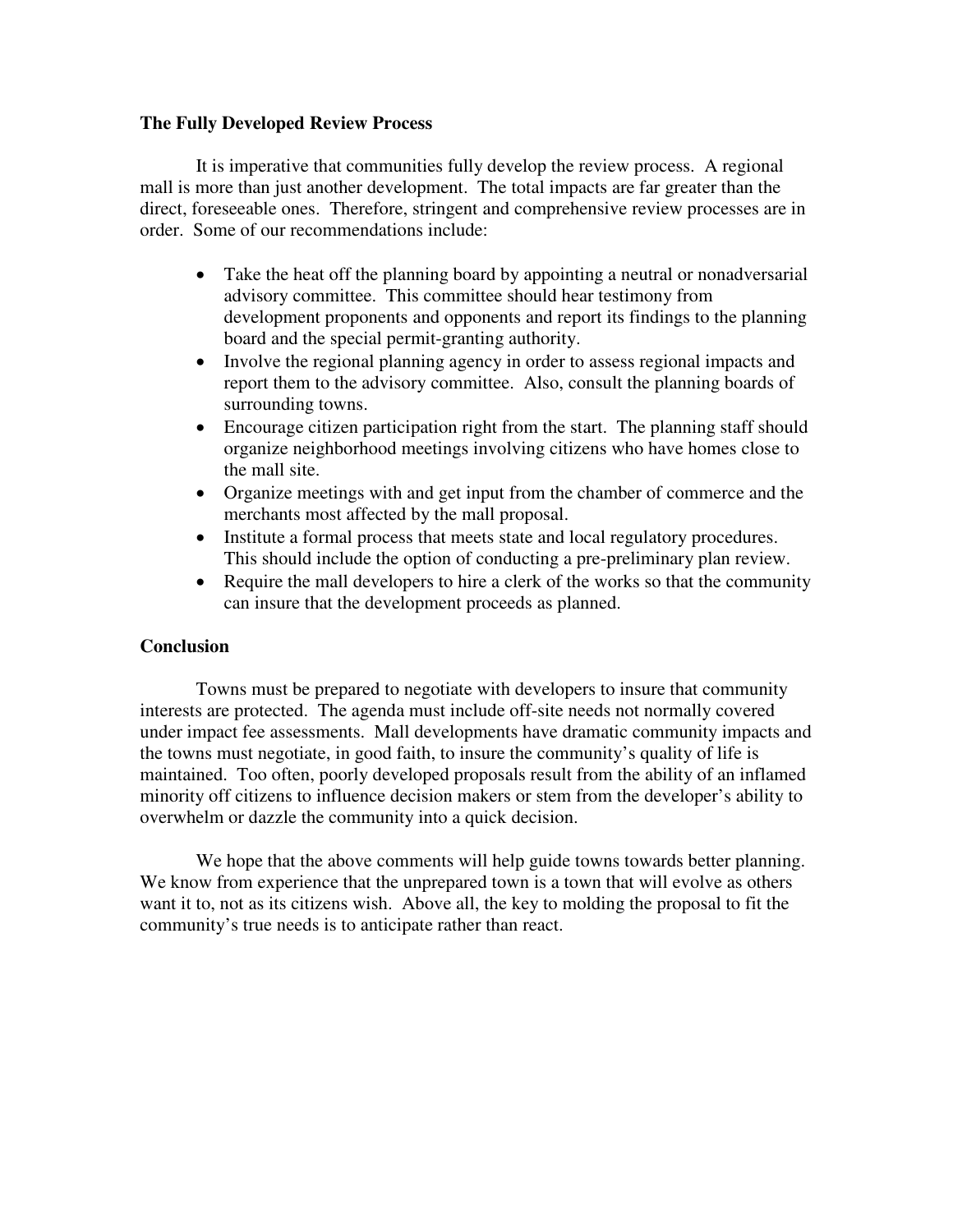**The Fully Developed Review Process**

It is imperative that communities fully develop the review process. A regional mall is more than just another development. The total impacts are far greater than the direct, foreseeable ones. Therefore, stringent and comprehensive review processes are in order. Some of our recommendations include:

- Take the heat off the planning board by appointing a neutral or nonadversarial advisory committee. This committee should hear testimony from development proponents and opponents and report its findings to the planning board and the special permit-granting authority.
- Involve the regional planning agency in order to assess regional impacts and report them to the advisory committee. Also, consult the planning boards of surrounding towns.
- Encourage citizen participation right from the start. The planning staff should organize neighborhood meetings involving citizens who have homes close to the mall site.
- Organize meetings with and get input from the chamber of commerce and the merchants most affected by the mall proposal.
- Institute a formal process that meets state and local regulatory procedures. This should include the option of conducting a pre-preliminary plan review.
- Require the mall developers to hire a clerk of the works so that the community can insure that the development proceeds as planned.

**Conclusion**

Towns must be prepared to negotiate with developers to insure that community interests are protected. The agenda must include off-site needs not normally covered under impact fee assessments. Mall developments have dramatic community impacts and the towns must negotiate, in good faith, to insure the community's quality of life is maintained. Too often, poorly developed proposals result from the ability of an inflamed minority off citizens to influence decision makers or stem from the developer's ability to overwhelm or dazzle the community into a quick decision.

We hope that the above comments will help guide towns towards better planning. We know from experience that the unprepared town is a town that will evolve as others want it to, not as its citizens wish. Above all, the key to molding the proposal to fit the community's true needs is to anticipate rather than react.